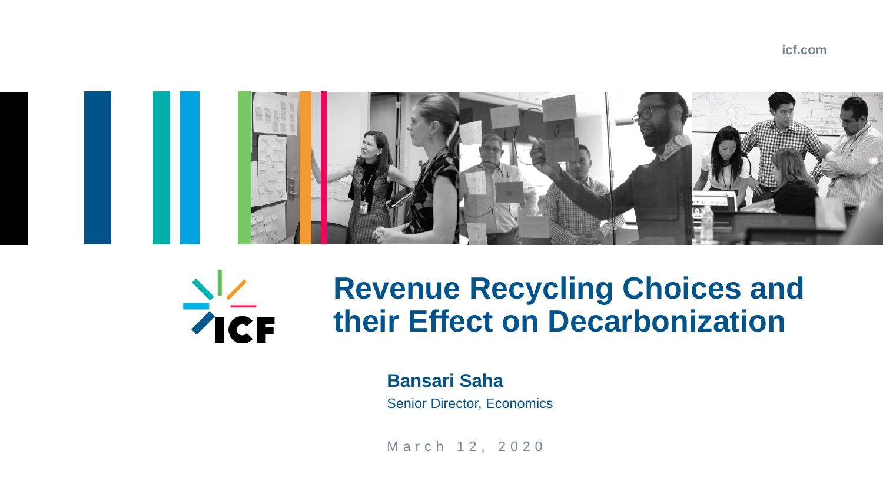icf.com

# Revenue Recycling Choices and their Effect on Decarbonization

**Bansari Saha**

Senior Director, Economics

March 12, 2020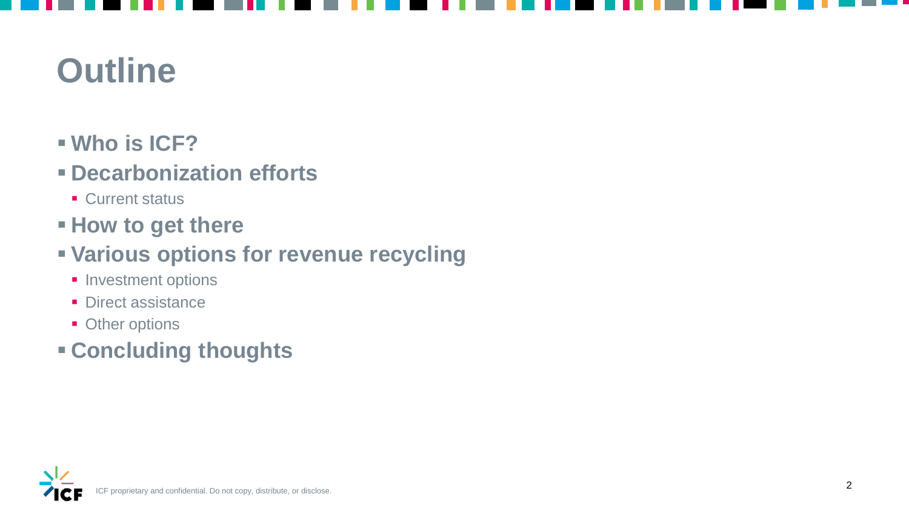# Outline

- **Who is ICF?**
- **Decarbonization efforts**
  - Current status
- **How to get there**
- **Various options for revenue recycling**
  - Investment options
  - Direct assistance
  - Other options
- **Concluding thoughts**

ICF proprietary and confidential. Do not copy, distribute, or disclose.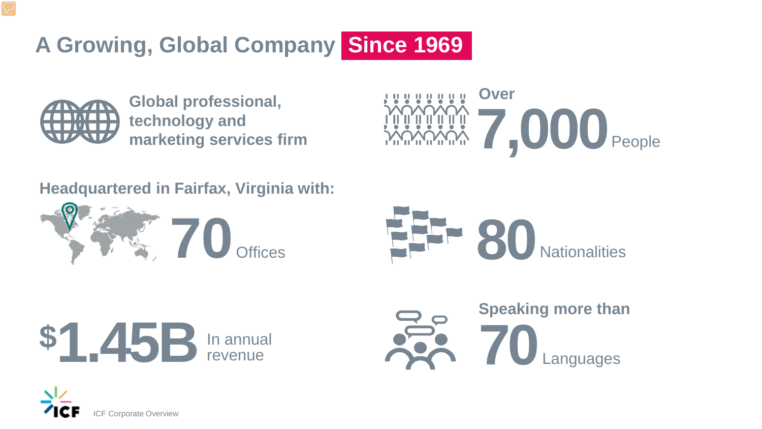# A Growing, Global Company Since 1969

**Global professional, technology and marketing services firm**

Over **7,000** People

**Headquartered in Fairfax, Virginia with:**

**70** Offices

**80** Nationalities

**$1.45B** In annual revenue

**Speaking more than**

**70** Languages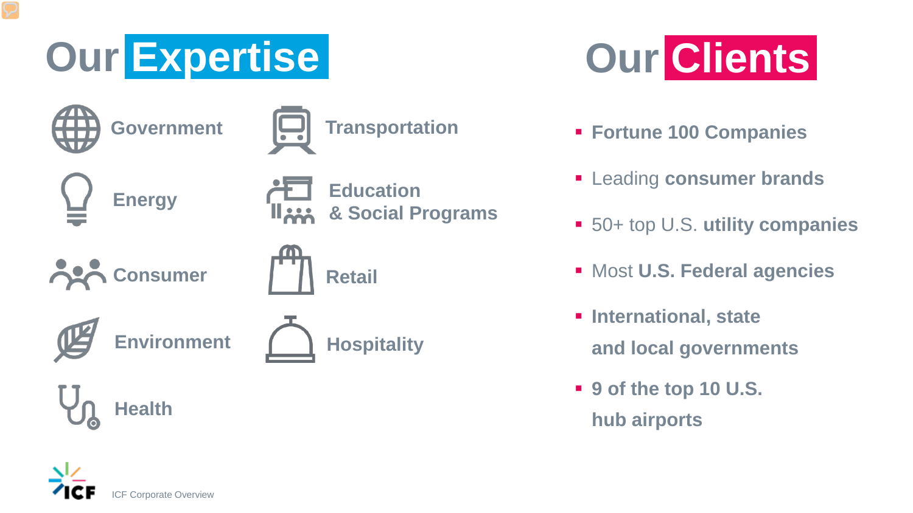# Our Expertise

- Government
- Energy
- Consumer
- Environment
- Health
- Transportation
- Education & Social Programs
- Retail
- Hospitality

# Our Clients

- **Fortune 100 Companies**
- Leading **consumer brands**
- 50+ top U.S. **utility companies**
- Most **U.S. Federal agencies**
- **International, state and local governments**
- **9 of the top 10 U.S. hub airports**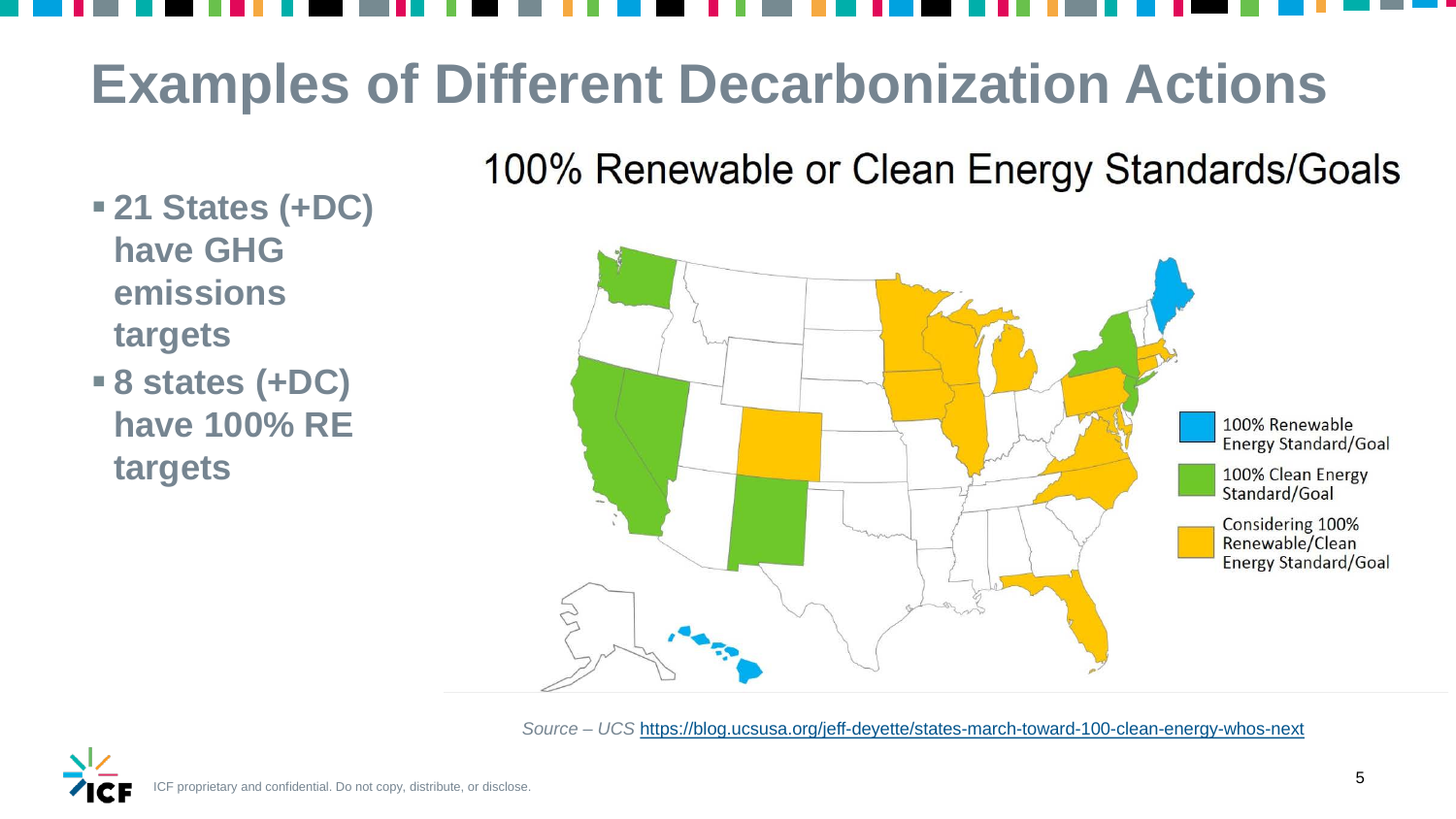# Examples of Different Decarbonization Actions

- **21 States (+DC) have GHG emissions targets**
- **8 states (+DC) have 100% RE targets**

100% Renewable or Clean Energy Standards/Goals

- 100% Renewable Energy Standard/Goal
- 100% Clean Energy Standard/Goal
- Considering 100% Renewable/Clean Energy Standard/Goal

*Source – UCS* https://blog.ucsusa.org/jeff-deyette/states-march-toward-100-clean-energy-whos-next

ICF proprietary and confidential. Do not copy, distribute, or disclose.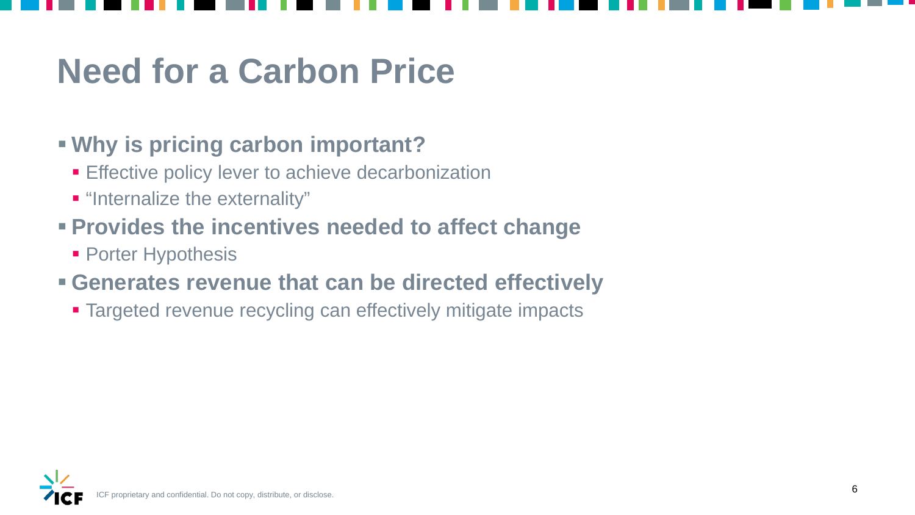# Need for a Carbon Price

- **Why is pricing carbon important?**
  - Effective policy lever to achieve decarbonization
  - “Internalize the externality”
- **Provides the incentives needed to affect change**
  - Porter Hypothesis
- **Generates revenue that can be directed effectively**
  - Targeted revenue recycling can effectively mitigate impacts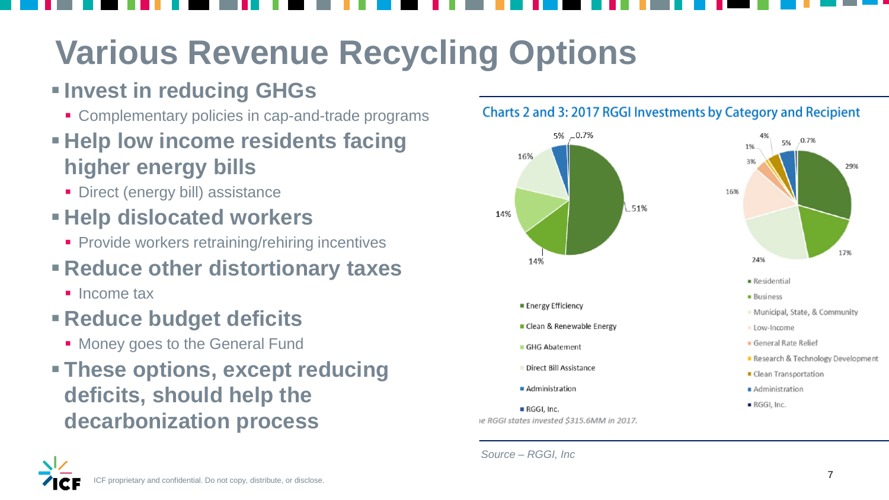# Various Revenue Recycling Options

- **Invest in reducing GHGs**
  - Complementary policies in cap-and-trade programs
- **Help low income residents facing higher energy bills**
  - Direct (energy bill) assistance
- **Help dislocated workers**
  - Provide workers retraining/rehiring incentives
- **Reduce other distortionary taxes**
  - Income tax
- **Reduce budget deficits**
  - Money goes to the General Fund
- **These options, except reducing deficits, should help the decarbonization process**

**Charts 2 and 3: 2017 RGGI Investments by Category and Recipient**

| Category | Share |
| --- | --- |
| Energy Efficiency | 51% |
| Clean & Renewable Energy | 14% |
| GHG Abatement | 14% |
| Direct Bill Assistance | 16% |
| Administration | 5% |
| RGGI, Inc. | 0.7% |

| Recipient | Share |
| --- | --- |
| Residential | 29% |
| Business | 17% |
| Municipal, State, & Community | 24% |
| Low-Income | 16% |
| General Rate Relief | 3% |
| Research & Technology Development | 1% |
| Clean Transportation | 4% |
| Administration | 5% |
| RGGI, Inc. | 0.7% |

*ne RGGI states invested $315.6MM in 2017.*

*Source – RGGI, Inc*

ICF proprietary and confidential. Do not copy, distribute, or disclose.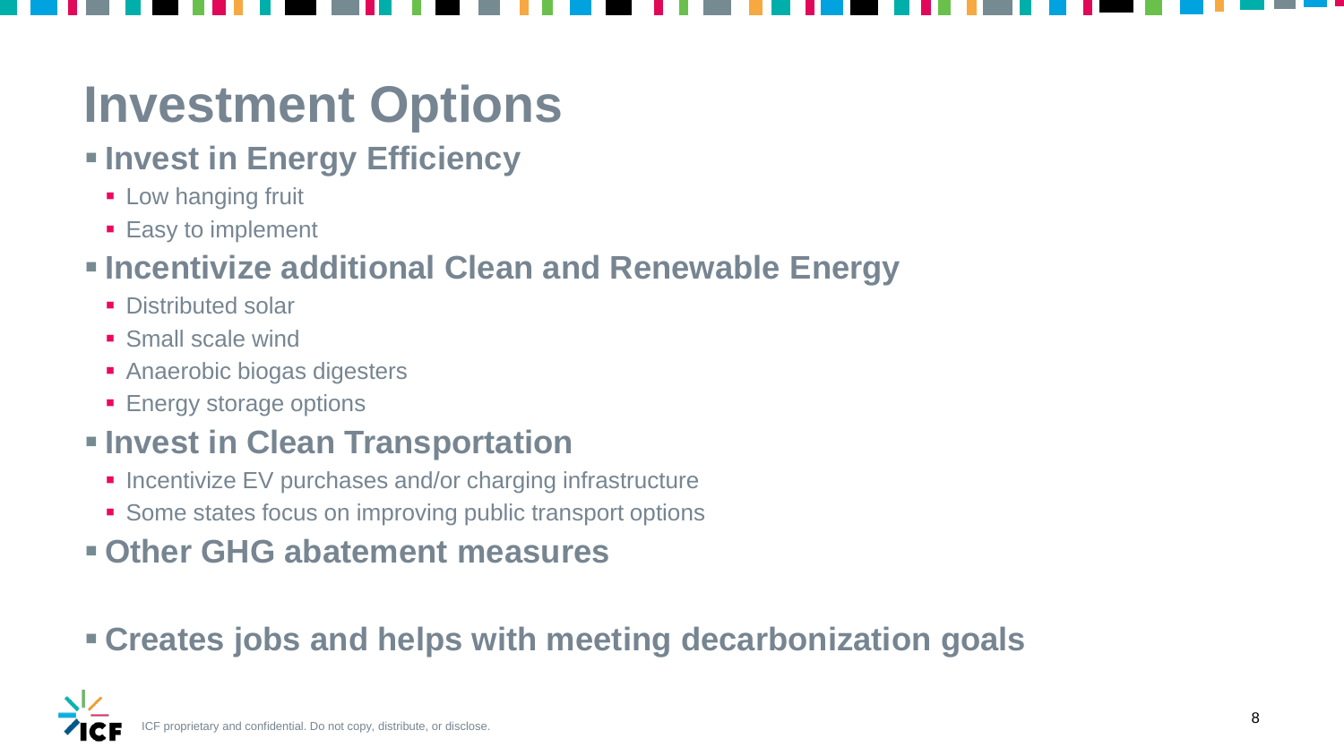# Investment Options

- **Invest in Energy Efficiency**
  - Low hanging fruit
  - Easy to implement
- **Incentivize additional Clean and Renewable Energy**
  - Distributed solar
  - Small scale wind
  - Anaerobic biogas digesters
  - Energy storage options
- **Invest in Clean Transportation**
  - Incentivize EV purchases and/or charging infrastructure
  - Some states focus on improving public transport options
- **Other GHG abatement measures**

- **Creates jobs and helps with meeting decarbonization goals**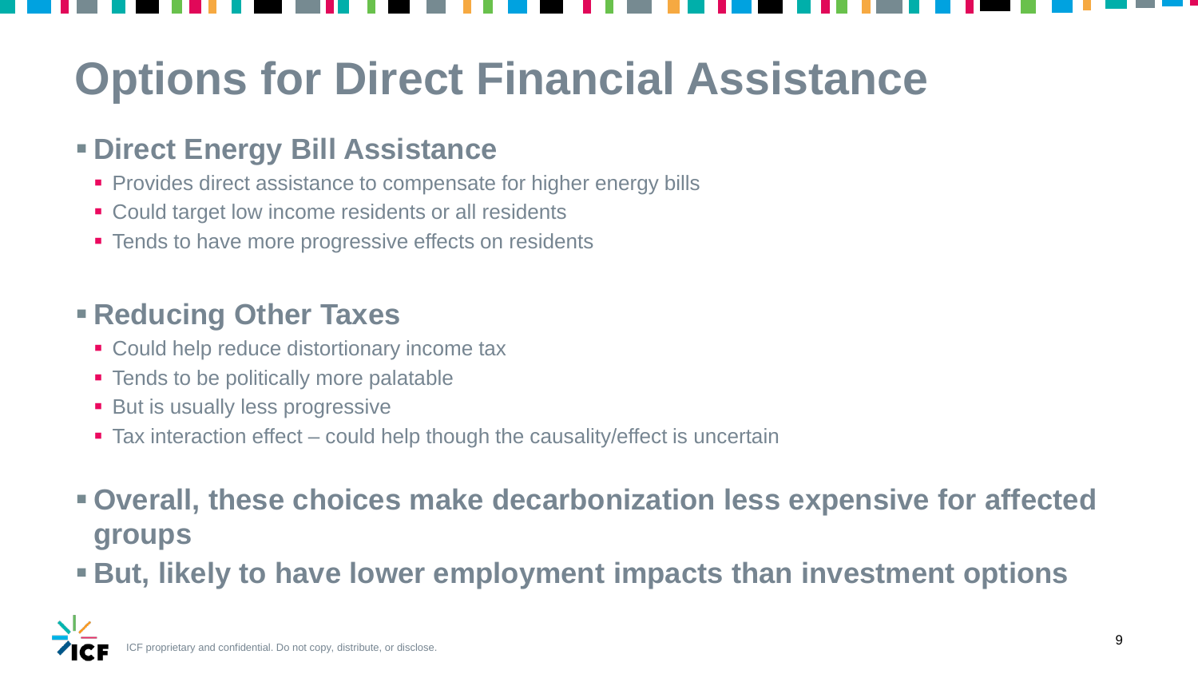# Options for Direct Financial Assistance

- **Direct Energy Bill Assistance**
  - Provides direct assistance to compensate for higher energy bills
  - Could target low income residents or all residents
  - Tends to have more progressive effects on residents

- **Reducing Other Taxes**
  - Could help reduce distortionary income tax
  - Tends to be politically more palatable
  - But is usually less progressive
  - Tax interaction effect – could help though the causality/effect is uncertain

- **Overall, these choices make decarbonization less expensive for affected groups**
- **But, likely to have lower employment impacts than investment options**

ICF proprietary and confidential. Do not copy, distribute, or disclose.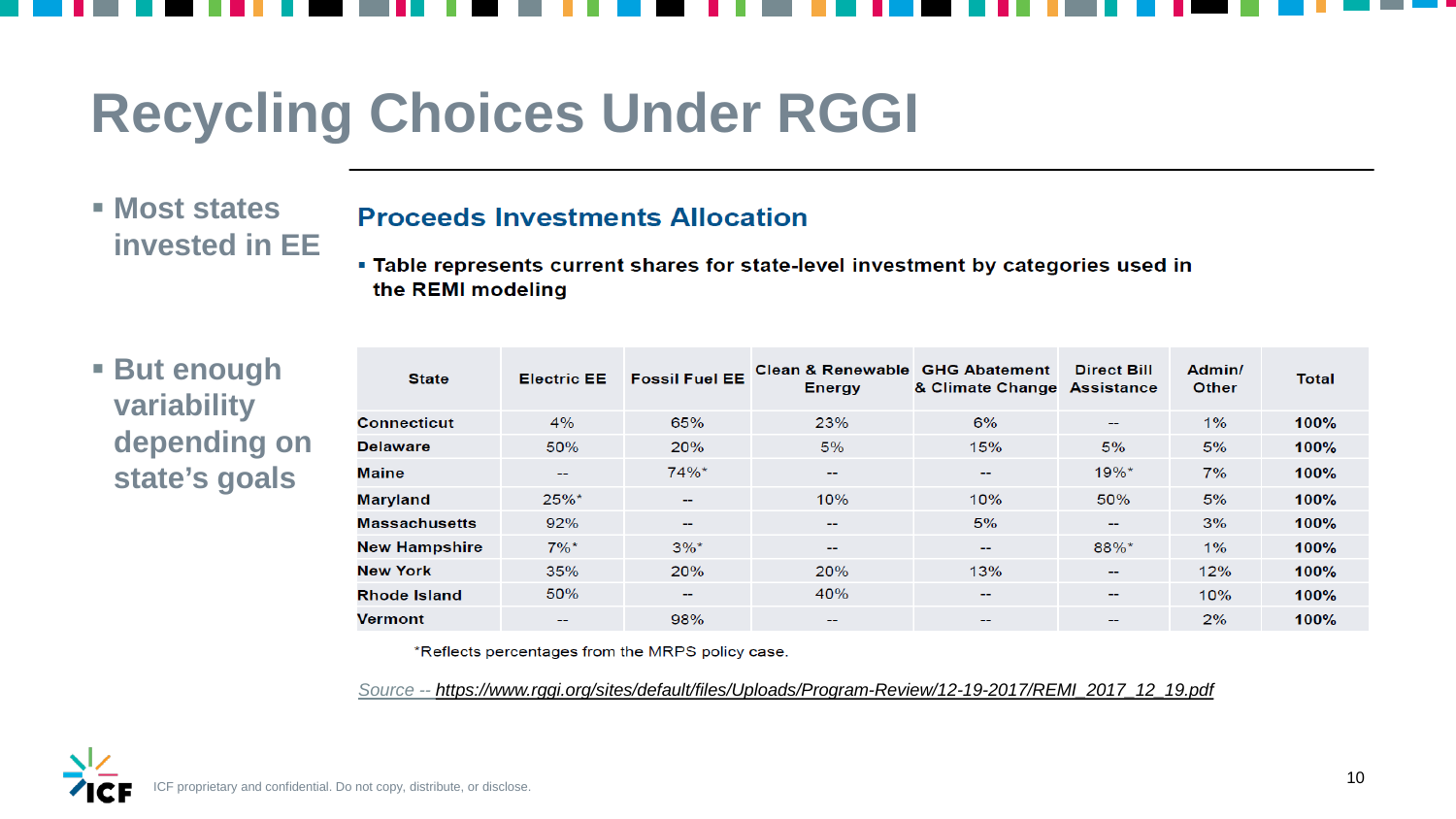# Recycling Choices Under RGGI

- Most states invested in EE
- But enough variability depending on state's goals

## Proceeds Investments Allocation

- Table represents current shares for state-level investment by categories used in the REMI modeling

| State | Electric EE | Fossil Fuel EE | Clean & Renewable Energy | GHG Abatement & Climate Change | Direct Bill Assistance | Admin/ Other | Total |
|---|---|---|---|---|---|---|---|
| Connecticut | 4% | 65% | 23% | 6% | -- | 1% | **100%** |
| Delaware | 50% | 20% | 5% | 15% | 5% | 5% | **100%** |
| Maine | -- | 74%* | -- | -- | 19%* | 7% | **100%** |
| Maryland | 25%* | -- | 10% | 10% | 50% | 5% | **100%** |
| Massachusetts | 92% | -- | -- | 5% | -- | 3% | **100%** |
| New Hampshire | 7%* | 3%* | -- | -- | 88%* | 1% | **100%** |
| New York | 35% | 20% | 20% | 13% | -- | 12% | **100%** |
| Rhode Island | 50% | -- | 40% | -- | -- | 10% | **100%** |
| Vermont | -- | 98% | -- | -- | -- | 2% | **100%** |

*Reflects percentages from the MRPS policy case.

*Source -- https://www.rggi.org/sites/default/files/Uploads/Program-Review/12-19-2017/REMI_2017_12_19.pdf*

ICF proprietary and confidential. Do not copy, distribute, or disclose.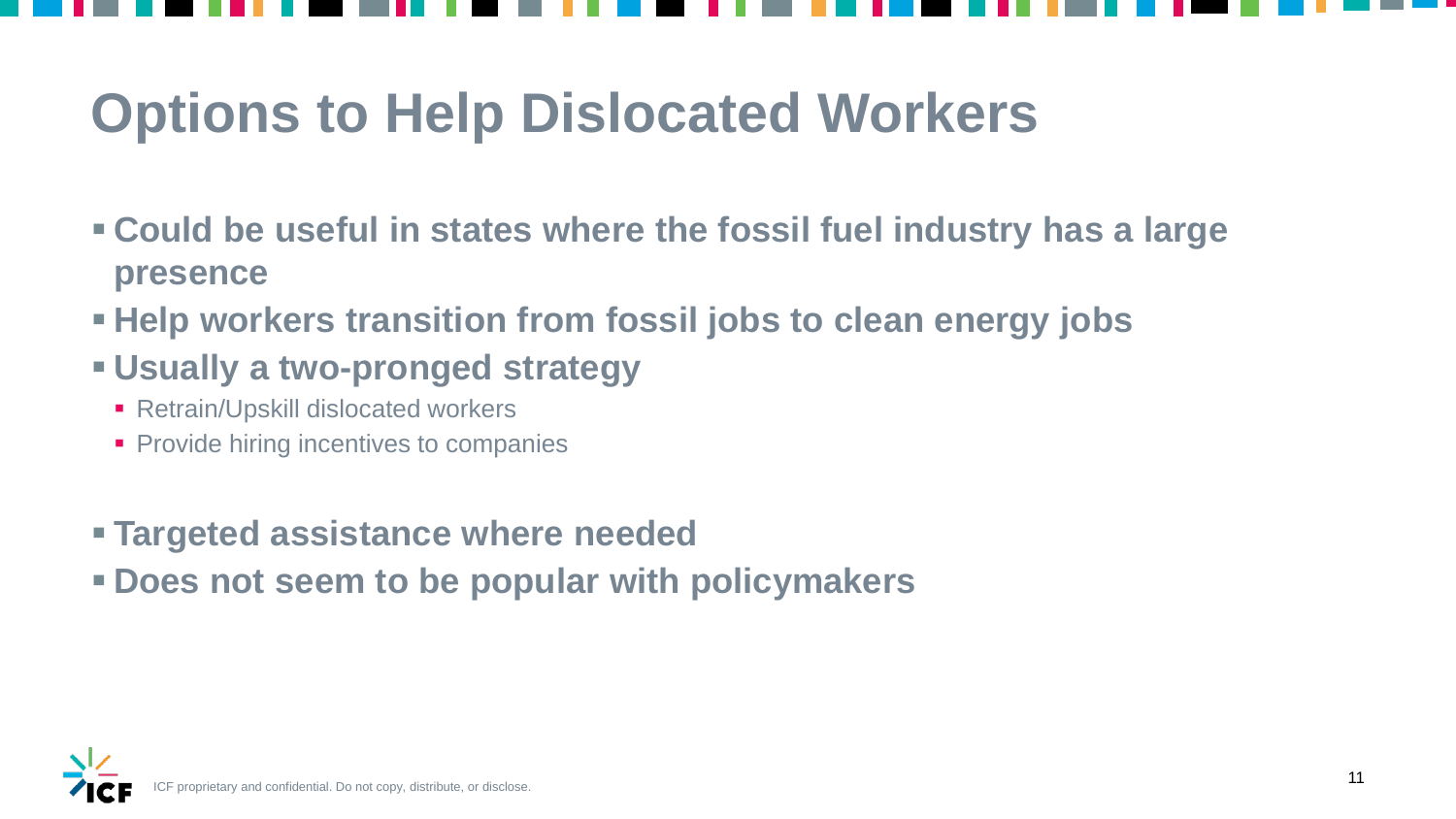# Options to Help Dislocated Workers

- **Could be useful in states where the fossil fuel industry has a large presence**
- **Help workers transition from fossil jobs to clean energy jobs**
- **Usually a two-pronged strategy**
  - Retrain/Upskill dislocated workers
  - Provide hiring incentives to companies
- **Targeted assistance where needed**
- **Does not seem to be popular with policymakers**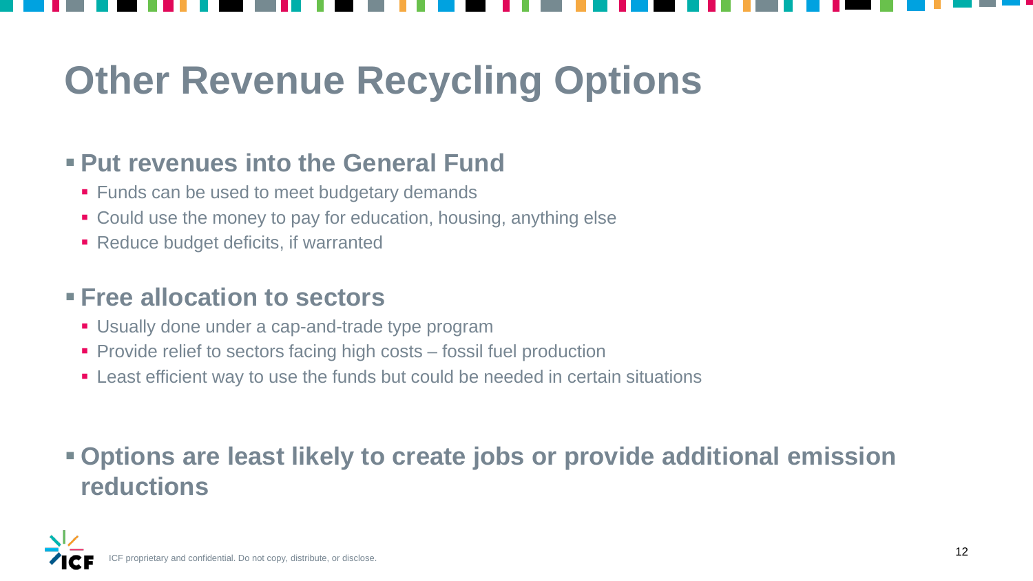# Other Revenue Recycling Options

- **Put revenues into the General Fund**
  - Funds can be used to meet budgetary demands
  - Could use the money to pay for education, housing, anything else
  - Reduce budget deficits, if warranted
- **Free allocation to sectors**
  - Usually done under a cap-and-trade type program
  - Provide relief to sectors facing high costs – fossil fuel production
  - Least efficient way to use the funds but could be needed in certain situations
- **Options are least likely to create jobs or provide additional emission reductions**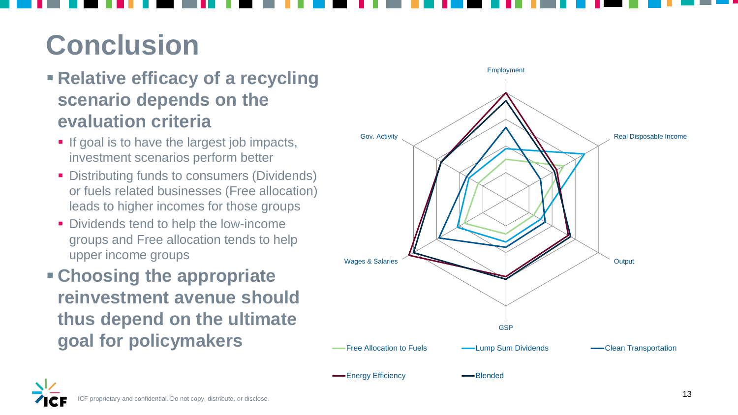# Conclusion

- **Relative efficacy of a recycling scenario depends on the evaluation criteria**
  - If goal is to have the largest job impacts, investment scenarios perform better
  - Distributing funds to consumers (Dividends) or fuels related businesses (Free allocation) leads to higher incomes for those groups
  - Dividends tend to help the low-income groups and Free allocation tends to help upper income groups
- **Choosing the appropriate reinvestment avenue should thus depend on the ultimate goal for policymakers**

Employment

Real Disposable Income

Output

GSP

Wages & Salaries

Gov. Activity

Free Allocation to Fuels | Lump Sum Dividends | Clean Transportation | Energy Efficiency | Blended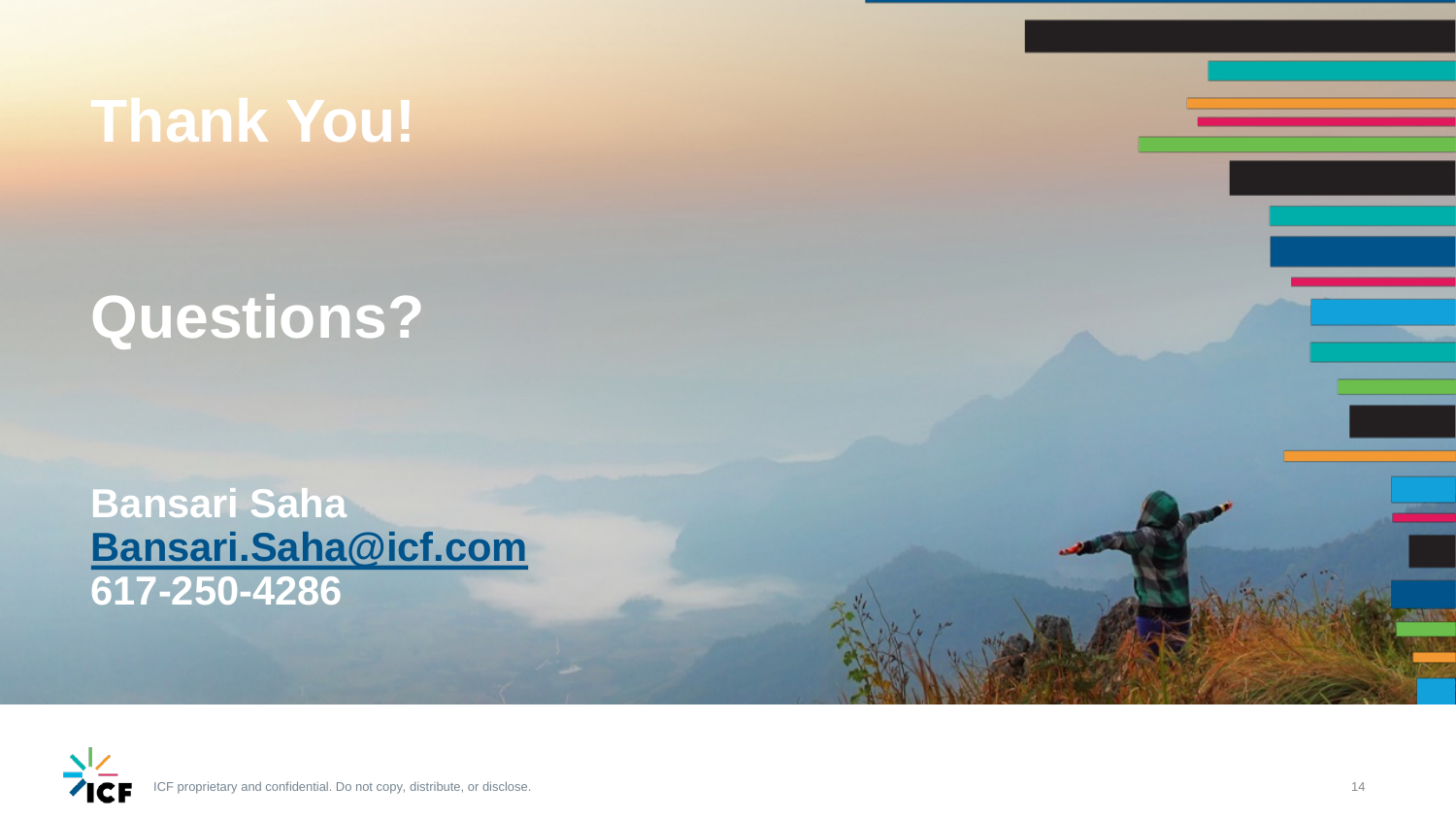# Thank You!

# Questions?

**Bansari Saha**
**Bansari.Saha@icf.com**
**617-250-4286**

ICF proprietary and confidential. Do not copy, distribute, or disclose.